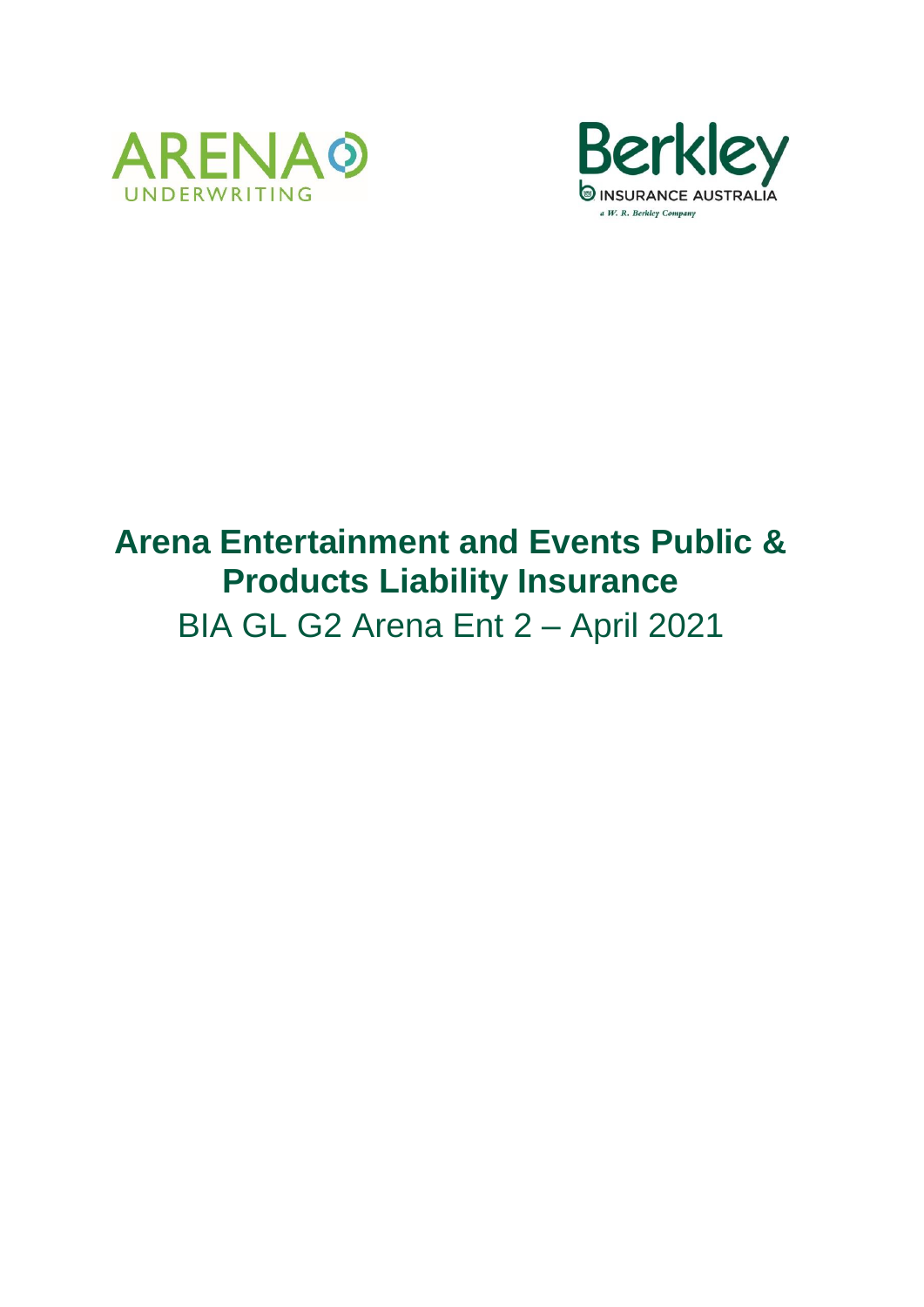ARENA UNDERWRITING

Berkley INSURANCE AUSTRALIA
*a W. R. Berkley Company*

# Arena Entertainment and Events Public & Products Liability Insurance

BIA GL G2 Arena Ent 2 – April 2021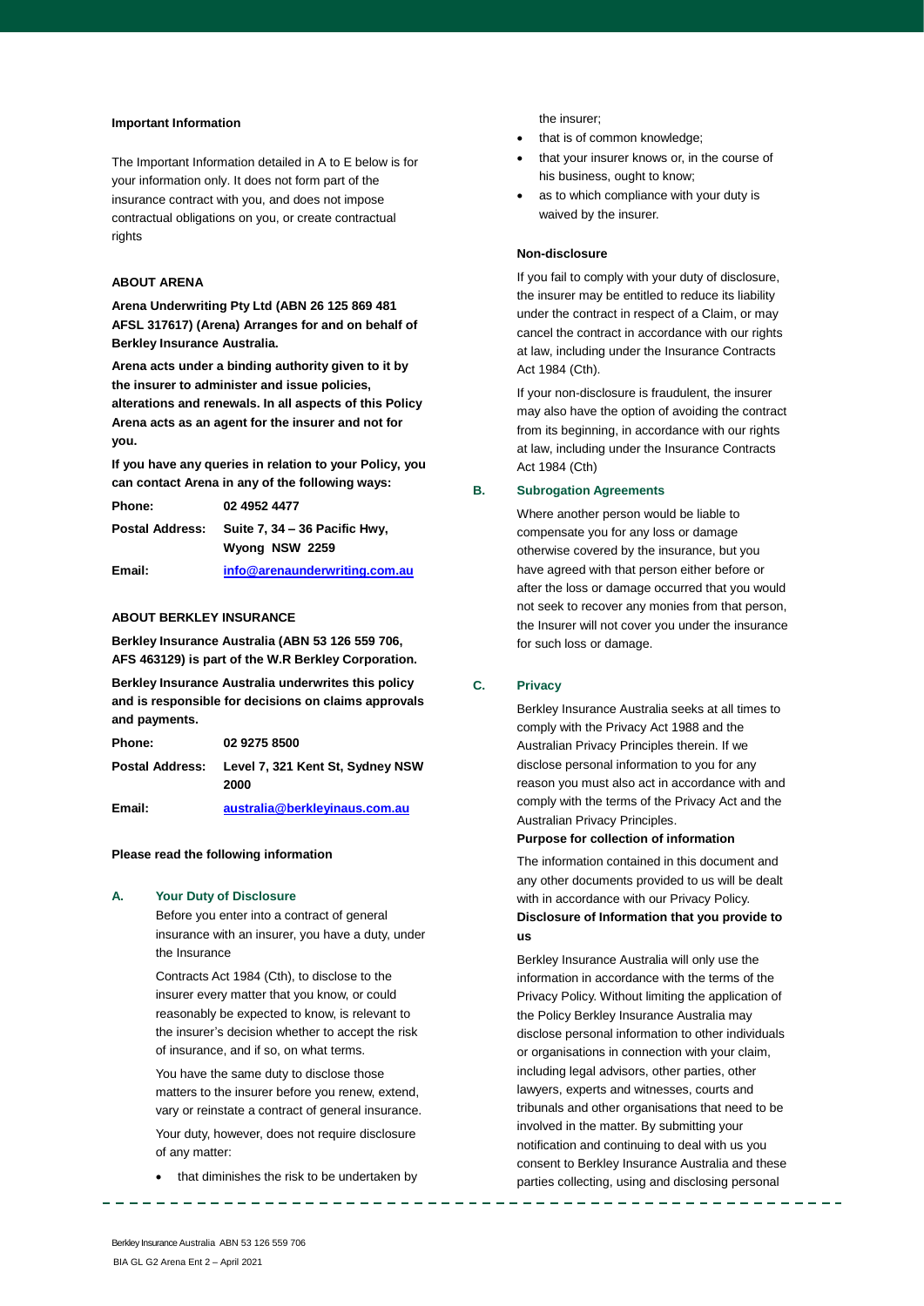**Important Information**

The Important Information detailed in A to E below is for your information only. It does not form part of the insurance contract with you, and does not impose contractual obligations on you, or create contractual rights

**ABOUT ARENA**

**Arena Underwriting Pty Ltd (ABN 26 125 869 481 AFSL 317617) (Arena) Arranges for and on behalf of Berkley Insurance Australia.**

**Arena acts under a binding authority given to it by the insurer to administer and issue policies, alterations and renewals. In all aspects of this Policy Arena acts as an agent for the insurer and not for you.**

**If you have any queries in relation to your Policy, you can contact Arena in any of the following ways:**

| | |
|---|---|
| **Phone:** | **02 4952 4477** |
| **Postal Address:** | **Suite 7, 34 – 36 Pacific Hwy, Wyong NSW 2259** |
| **Email:** | **info@arenaunderwriting.com.au** |

**ABOUT BERKLEY INSURANCE**

**Berkley Insurance Australia (ABN 53 126 559 706, AFS 463129) is part of the W.R Berkley Corporation.**

**Berkley Insurance Australia underwrites this policy and is responsible for decisions on claims approvals and payments.**

| | |
|---|---|
| **Phone:** | **02 9275 8500** |
| **Postal Address:** | **Level 7, 321 Kent St, Sydney NSW 2000** |
| **Email:** | **australia@berkleyinaus.com.au** |

**Please read the following information**

## A. Your Duty of Disclosure

Before you enter into a contract of general insurance with an insurer, you have a duty, under the Insurance

Contracts Act 1984 (Cth), to disclose to the insurer every matter that you know, or could reasonably be expected to know, is relevant to the insurer's decision whether to accept the risk of insurance, and if so, on what terms.

You have the same duty to disclose those matters to the insurer before you renew, extend, vary or reinstate a contract of general insurance.

Your duty, however, does not require disclosure of any matter:

- that diminishes the risk to be undertaken by the insurer;
- that is of common knowledge;
- that your insurer knows or, in the course of his business, ought to know;
- as to which compliance with your duty is waived by the insurer.

**Non-disclosure**

If you fail to comply with your duty of disclosure, the insurer may be entitled to reduce its liability under the contract in respect of a Claim, or may cancel the contract in accordance with our rights at law, including under the Insurance Contracts Act 1984 (Cth).

If your non-disclosure is fraudulent, the insurer may also have the option of avoiding the contract from its beginning, in accordance with our rights at law, including under the Insurance Contracts Act 1984 (Cth)

## B. Subrogation Agreements

Where another person would be liable to compensate you for any loss or damage otherwise covered by the insurance, but you have agreed with that person either before or after the loss or damage occurred that you would not seek to recover any monies from that person, the Insurer will not cover you under the insurance for such loss or damage.

## C. Privacy

Berkley Insurance Australia seeks at all times to comply with the Privacy Act 1988 and the Australian Privacy Principles therein. If we disclose personal information to you for any reason you must also act in accordance with and comply with the terms of the Privacy Act and the Australian Privacy Principles.

**Purpose for collection of information**

The information contained in this document and any other documents provided to us will be dealt with in accordance with our Privacy Policy.

**Disclosure of Information that you provide to us**

Berkley Insurance Australia will only use the information in accordance with the terms of the Privacy Policy. Without limiting the application of the Policy Berkley Insurance Australia may disclose personal information to other individuals or organisations in connection with your claim, including legal advisors, other parties, other lawyers, experts and witnesses, courts and tribunals and other organisations that need to be involved in the matter. By submitting your notification and continuing to deal with us you consent to Berkley Insurance Australia and these parties collecting, using and disclosing personal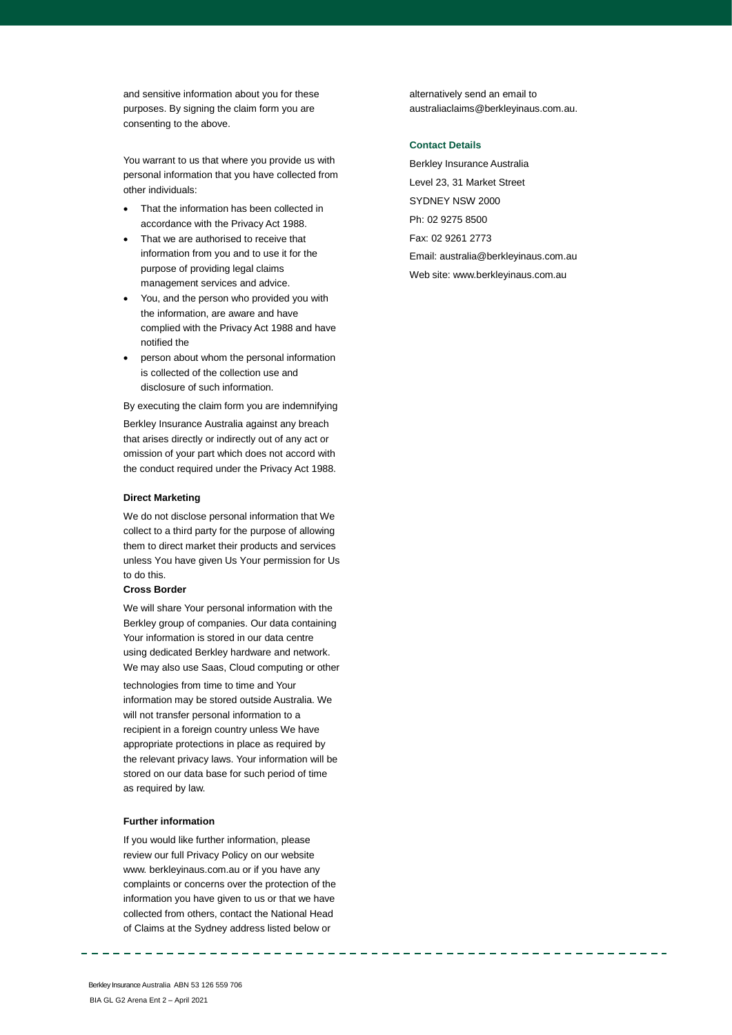and sensitive information about you for these purposes. By signing the claim form you are consenting to the above.

You warrant to us that where you provide us with personal information that you have collected from other individuals:

- That the information has been collected in accordance with the Privacy Act 1988.
- That we are authorised to receive that information from you and to use it for the purpose of providing legal claims management services and advice.
- You, and the person who provided you with the information, are aware and have complied with the Privacy Act 1988 and have notified the
- person about whom the personal information is collected of the collection use and disclosure of such information.

By executing the claim form you are indemnifying Berkley Insurance Australia against any breach that arises directly or indirectly out of any act or omission of your part which does not accord with the conduct required under the Privacy Act 1988.

**Direct Marketing**

We do not disclose personal information that We collect to a third party for the purpose of allowing them to direct market their products and services unless You have given Us Your permission for Us to do this.

**Cross Border**

We will share Your personal information with the Berkley group of companies. Our data containing Your information is stored in our data centre using dedicated Berkley hardware and network. We may also use Saas, Cloud computing or other technologies from time to time and Your information may be stored outside Australia. We will not transfer personal information to a recipient in a foreign country unless We have appropriate protections in place as required by the relevant privacy laws. Your information will be stored on our data base for such period of time as required by law.

**Further information**

If you would like further information, please review our full Privacy Policy on our website www. berkleyinaus.com.au or if you have any complaints or concerns over the protection of the information you have given to us or that we have collected from others, contact the National Head of Claims at the Sydney address listed below or alternatively send an email to australiaclaims@berkleyinaus.com.au.

**Contact Details**

Berkley Insurance Australia
Level 23, 31 Market Street
SYDNEY NSW 2000
Ph: 02 9275 8500
Fax: 02 9261 2773
Email: australia@berkleyinaus.com.au
Web site: www.berkleyinaus.com.au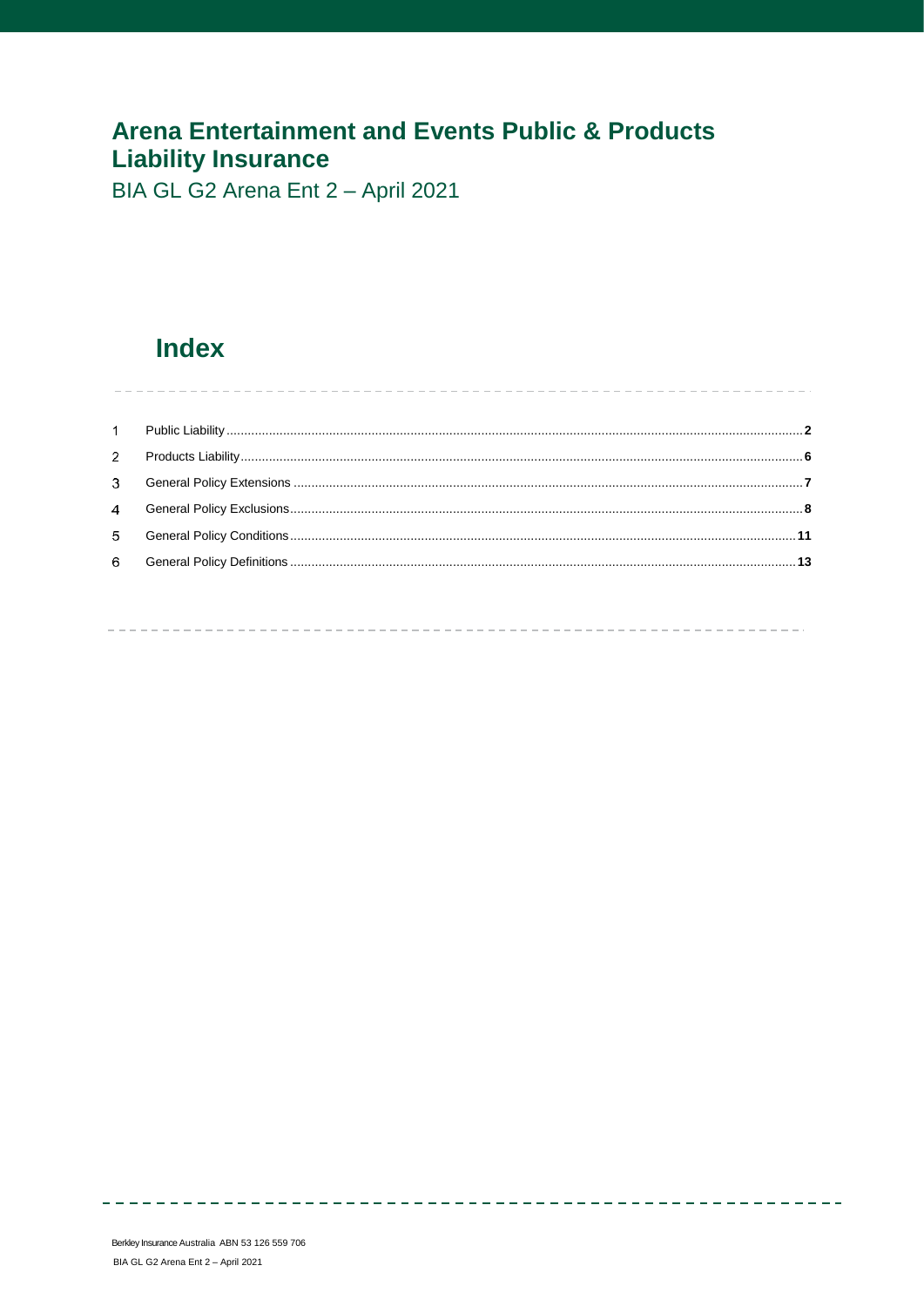# Arena Entertainment and Events Public & Products Liability Insurance

BIA GL G2 Arena Ent 2 – April 2021

## Index

| | | |
|---|---|---|
| 1 | Public Liability | **2** |
| 2 | Products Liability | **6** |
| 3 | General Policy Extensions | **7** |
| 4 | General Policy Exclusions | **8** |
| 5 | General Policy Conditions | **11** |
| 6 | General Policy Definitions | **13** |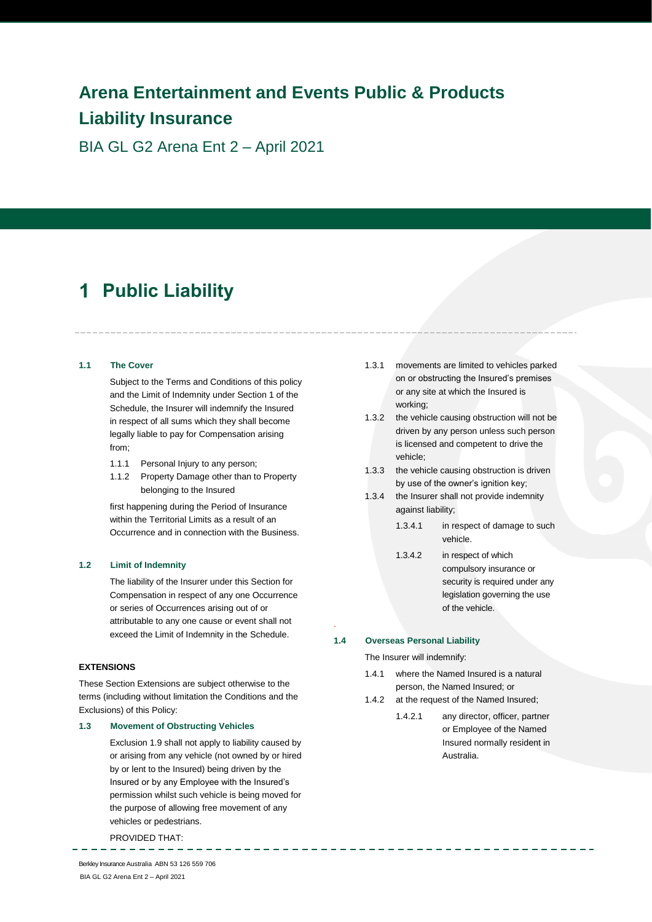# Arena Entertainment and Events Public & Products Liability Insurance

BIA GL G2 Arena Ent 2 – April 2021

# 1 Public Liability

### 1.1 The Cover

Subject to the Terms and Conditions of this policy and the Limit of Indemnity under Section 1 of the Schedule, the Insurer will indemnify the Insured in respect of all sums which they shall become legally liable to pay for Compensation arising from;

1.1.1 Personal Injury to any person;

1.1.2 Property Damage other than to Property belonging to the Insured

first happening during the Period of Insurance within the Territorial Limits as a result of an Occurrence and in connection with the Business.

### 1.2 Limit of Indemnity

The liability of the Insurer under this Section for Compensation in respect of any one Occurrence or series of Occurrences arising out of or attributable to any one cause or event shall not exceed the Limit of Indemnity in the Schedule.

**EXTENSIONS**

These Section Extensions are subject otherwise to the terms (including without limitation the Conditions and the Exclusions) of this Policy:

### 1.3 Movement of Obstructing Vehicles

Exclusion 1.9 shall not apply to liability caused by or arising from any vehicle (not owned by or hired by or lent to the Insured) being driven by the Insured or by any Employee with the Insured's permission whilst such vehicle is being moved for the purpose of allowing free movement of any vehicles or pedestrians.

PROVIDED THAT:

1.3.1 movements are limited to vehicles parked on or obstructing the Insured's premises or any site at which the Insured is working;

1.3.2 the vehicle causing obstruction will not be driven by any person unless such person is licensed and competent to drive the vehicle;

1.3.3 the vehicle causing obstruction is driven by use of the owner's ignition key;

1.3.4 the Insurer shall not provide indemnity against liability;

1.3.4.1 in respect of damage to such vehicle.

1.3.4.2 in respect of which compulsory insurance or security is required under any legislation governing the use of the vehicle.

### 1.4 Overseas Personal Liability

The Insurer will indemnify:

1.4.1 where the Named Insured is a natural person, the Named Insured; or

1.4.2 at the request of the Named Insured;

1.4.2.1 any director, officer, partner or Employee of the Named Insured normally resident in Australia.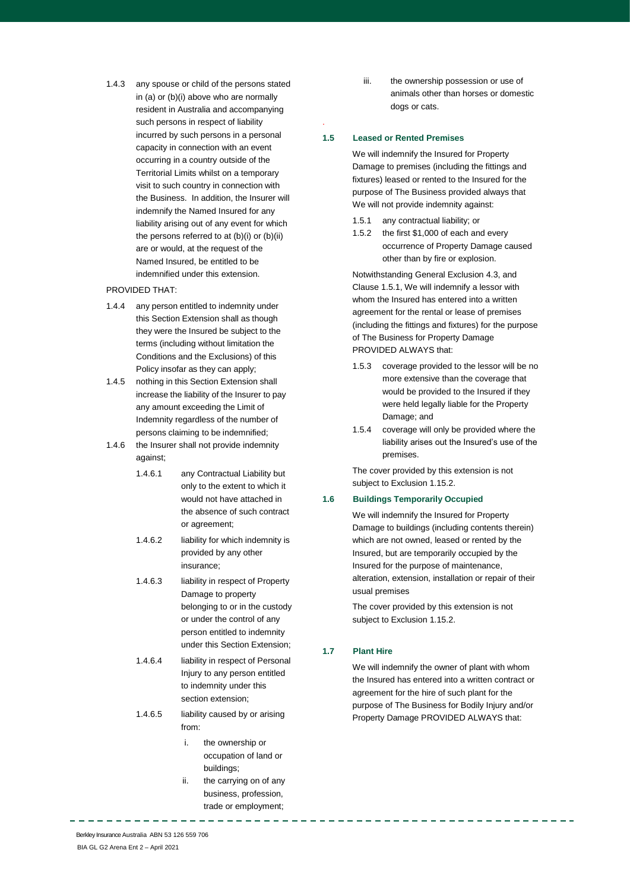1.4.3 any spouse or child of the persons stated in (a) or (b)(i) above who are normally resident in Australia and accompanying such persons in respect of liability incurred by such persons in a personal capacity in connection with an event occurring in a country outside of the Territorial Limits whilst on a temporary visit to such country in connection with the Business. In addition, the Insurer will indemnify the Named Insured for any liability arising out of any event for which the persons referred to at (b)(i) or (b)(ii) are or would, at the request of the Named Insured, be entitled to be indemnified under this extension.

PROVIDED THAT:

1.4.4 any person entitled to indemnity under this Section Extension shall as though they were the Insured be subject to the terms (including without limitation the Conditions and the Exclusions) of this Policy insofar as they can apply;

1.4.5 nothing in this Section Extension shall increase the liability of the Insurer to pay any amount exceeding the Limit of Indemnity regardless of the number of persons claiming to be indemnified;

1.4.6 the Insurer shall not provide indemnity against;

- 1.4.6.1 any Contractual Liability but only to the extent to which it would not have attached in the absence of such contract or agreement;
- 1.4.6.2 liability for which indemnity is provided by any other insurance;
- 1.4.6.3 liability in respect of Property Damage to property belonging to or in the custody or under the control of any person entitled to indemnity under this Section Extension;
- 1.4.6.4 liability in respect of Personal Injury to any person entitled to indemnity under this section extension;
- 1.4.6.5 liability caused by or arising from:
  - i. the ownership or occupation of land or buildings;
  - ii. the carrying on of any business, profession, trade or employment;
  - iii. the ownership possession or use of animals other than horses or domestic dogs or cats.

## 1.5 Leased or Rented Premises

We will indemnify the Insured for Property Damage to premises (including the fittings and fixtures) leased or rented to the Insured for the purpose of The Business provided always that We will not provide indemnity against:

1.5.1 any contractual liability; or

1.5.2 the first $1,000 of each and every occurrence of Property Damage caused other than by fire or explosion.

Notwithstanding General Exclusion 4.3, and Clause 1.5.1, We will indemnify a lessor with whom the Insured has entered into a written agreement for the rental or lease of premises (including the fittings and fixtures) for the purpose of The Business for Property Damage PROVIDED ALWAYS that:

1.5.3 coverage provided to the lessor will be no more extensive than the coverage that would be provided to the Insured if they were held legally liable for the Property Damage; and

1.5.4 coverage will only be provided where the liability arises out the Insured's use of the premises.

The cover provided by this extension is not subject to Exclusion 1.15.2.

## 1.6 Buildings Temporarily Occupied

We will indemnify the Insured for Property Damage to buildings (including contents therein) which are not owned, leased or rented by the Insured, but are temporarily occupied by the Insured for the purpose of maintenance, alteration, extension, installation or repair of their usual premises

The cover provided by this extension is not subject to Exclusion 1.15.2.

## 1.7 Plant Hire

We will indemnify the owner of plant with whom the Insured has entered into a written contract or agreement for the hire of such plant for the purpose of The Business for Bodily Injury and/or Property Damage PROVIDED ALWAYS that: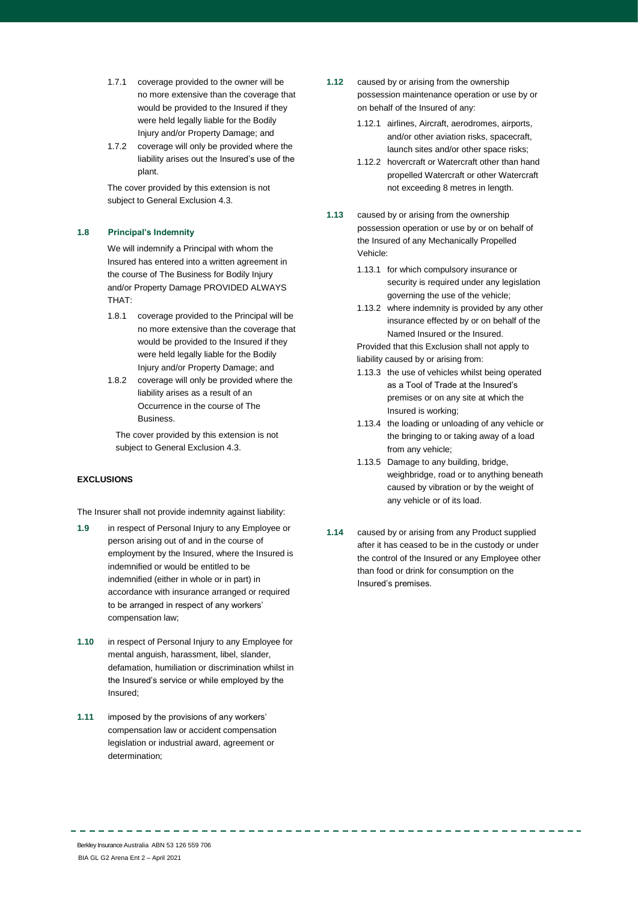1.7.1 coverage provided to the owner will be no more extensive than the coverage that would be provided to the Insured if they were held legally liable for the Bodily Injury and/or Property Damage; and

1.7.2 coverage will only be provided where the liability arises out the Insured's use of the plant.

The cover provided by this extension is not subject to General Exclusion 4.3.

**1.8 Principal's Indemnity**

We will indemnify a Principal with whom the Insured has entered into a written agreement in the course of The Business for Bodily Injury and/or Property Damage PROVIDED ALWAYS THAT:

1.8.1 coverage provided to the Principal will be no more extensive than the coverage that would be provided to the Insured if they were held legally liable for the Bodily Injury and/or Property Damage; and

1.8.2 coverage will only be provided where the liability arises as a result of an Occurrence in the course of The Business.

The cover provided by this extension is not subject to General Exclusion 4.3.

**EXCLUSIONS**

The Insurer shall not provide indemnity against liability:

**1.9** in respect of Personal Injury to any Employee or person arising out of and in the course of employment by the Insured, where the Insured is indemnified or would be entitled to be indemnified (either in whole or in part) in accordance with insurance arranged or required to be arranged in respect of any workers' compensation law;

**1.10** in respect of Personal Injury to any Employee for mental anguish, harassment, libel, slander, defamation, humiliation or discrimination whilst in the Insured's service or while employed by the Insured;

**1.11** imposed by the provisions of any workers' compensation law or accident compensation legislation or industrial award, agreement or determination;

**1.12** caused by or arising from the ownership possession maintenance operation or use by or on behalf of the Insured of any:

1.12.1 airlines, Aircraft, aerodromes, airports, and/or other aviation risks, spacecraft, launch sites and/or other space risks;

1.12.2 hovercraft or Watercraft other than hand propelled Watercraft or other Watercraft not exceeding 8 metres in length.

**1.13** caused by or arising from the ownership possession operation or use by or on behalf of the Insured of any Mechanically Propelled Vehicle:

1.13.1 for which compulsory insurance or security is required under any legislation governing the use of the vehicle;

1.13.2 where indemnity is provided by any other insurance effected by or on behalf of the Named Insured or the Insured.

Provided that this Exclusion shall not apply to liability caused by or arising from:

1.13.3 the use of vehicles whilst being operated as a Tool of Trade at the Insured's premises or on any site at which the Insured is working;

1.13.4 the loading or unloading of any vehicle or the bringing to or taking away of a load from any vehicle;

1.13.5 Damage to any building, bridge, weighbridge, road or to anything beneath caused by vibration or by the weight of any vehicle or of its load.

**1.14** caused by or arising from any Product supplied after it has ceased to be in the custody or under the control of the Insured or any Employee other than food or drink for consumption on the Insured's premises.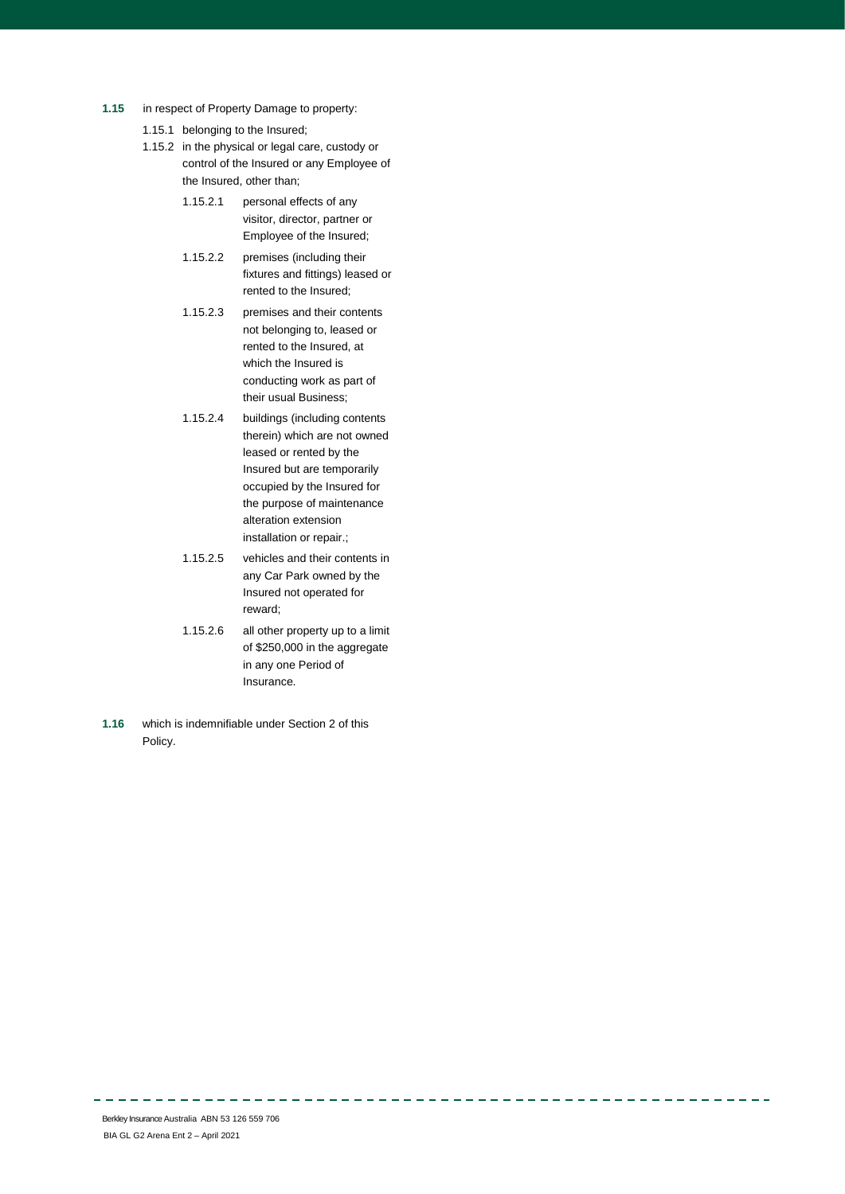**1.15** in respect of Property Damage to property:

- 1.15.1 belonging to the Insured;
- 1.15.2 in the physical or legal care, custody or control of the Insured or any Employee of the Insured, other than;
  - 1.15.2.1 personal effects of any visitor, director, partner or Employee of the Insured;
  - 1.15.2.2 premises (including their fixtures and fittings) leased or rented to the Insured;
  - 1.15.2.3 premises and their contents not belonging to, leased or rented to the Insured, at which the Insured is conducting work as part of their usual Business;
  - 1.15.2.4 buildings (including contents therein) which are not owned leased or rented by the Insured but are temporarily occupied by the Insured for the purpose of maintenance alteration extension installation or repair.;
  - 1.15.2.5 vehicles and their contents in any Car Park owned by the Insured not operated for reward;
  - 1.15.2.6 all other property up to a limit of $250,000 in the aggregate in any one Period of Insurance.

**1.16** which is indemnifiable under Section 2 of this Policy.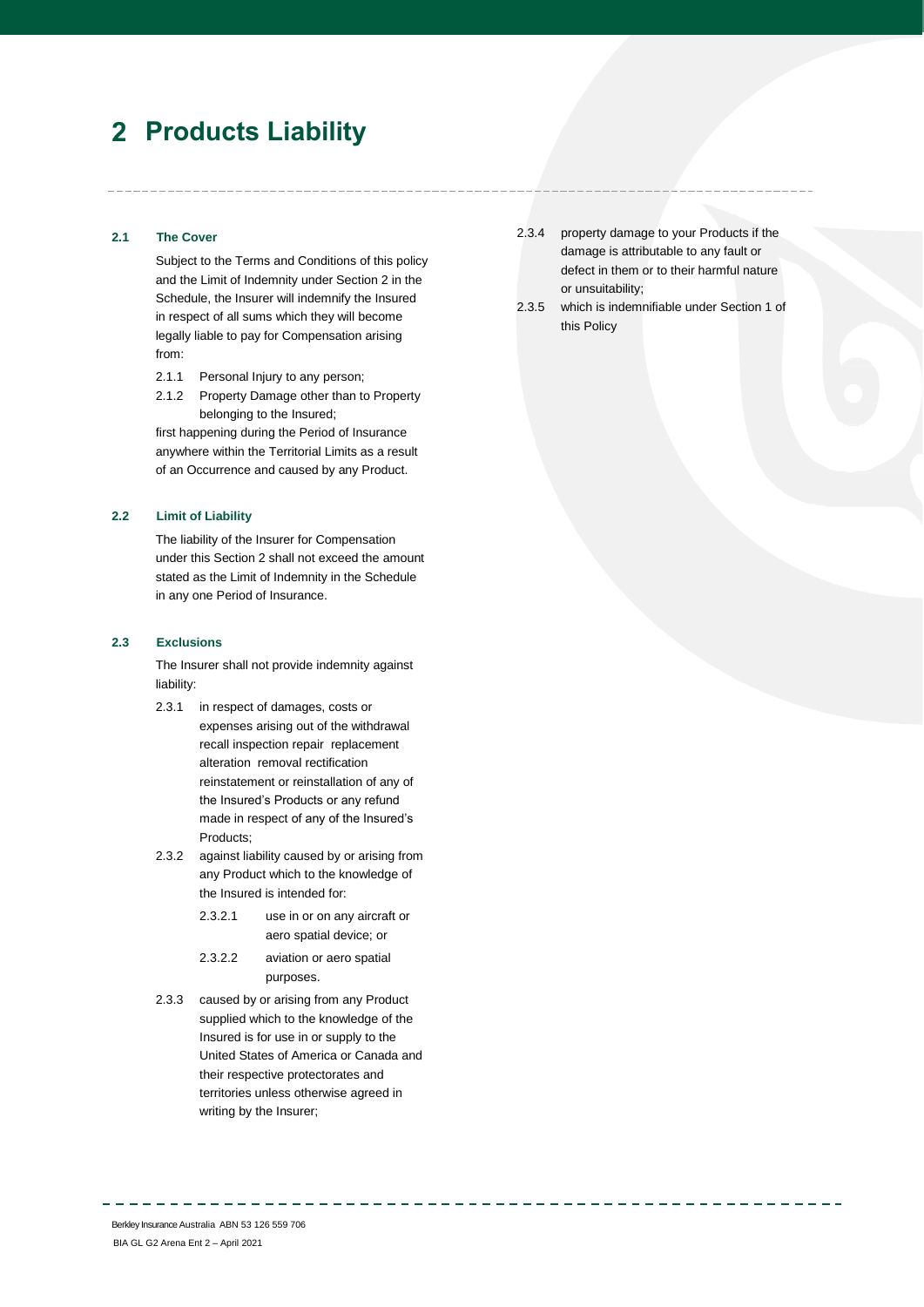# 2 Products Liability

### 2.1 The Cover

Subject to the Terms and Conditions of this policy and the Limit of Indemnity under Section 2 in the Schedule, the Insurer will indemnify the Insured in respect of all sums which they will become legally liable to pay for Compensation arising from:

2.1.1 Personal Injury to any person;

2.1.2 Property Damage other than to Property belonging to the Insured;

first happening during the Period of Insurance anywhere within the Territorial Limits as a result of an Occurrence and caused by any Product.

### 2.2 Limit of Liability

The liability of the Insurer for Compensation under this Section 2 shall not exceed the amount stated as the Limit of Indemnity in the Schedule in any one Period of Insurance.

### 2.3 Exclusions

The Insurer shall not provide indemnity against liability:

2.3.1 in respect of damages, costs or expenses arising out of the withdrawal recall inspection repair replacement alteration removal rectification reinstatement or reinstallation of any of the Insured's Products or any refund made in respect of any of the Insured's Products;

2.3.2 against liability caused by or arising from any Product which to the knowledge of the Insured is intended for:

2.3.2.1 use in or on any aircraft or aero spatial device; or

2.3.2.2 aviation or aero spatial purposes.

2.3.3 caused by or arising from any Product supplied which to the knowledge of the Insured is for use in or supply to the United States of America or Canada and their respective protectorates and territories unless otherwise agreed in writing by the Insurer;

2.3.4 property damage to your Products if the damage is attributable to any fault or defect in them or to their harmful nature or unsuitability;

2.3.5 which is indemnifiable under Section 1 of this Policy

Berkley Insurance Australia ABN 53 126 559 706
BIA GL G2 Arena Ent 2 – April 2021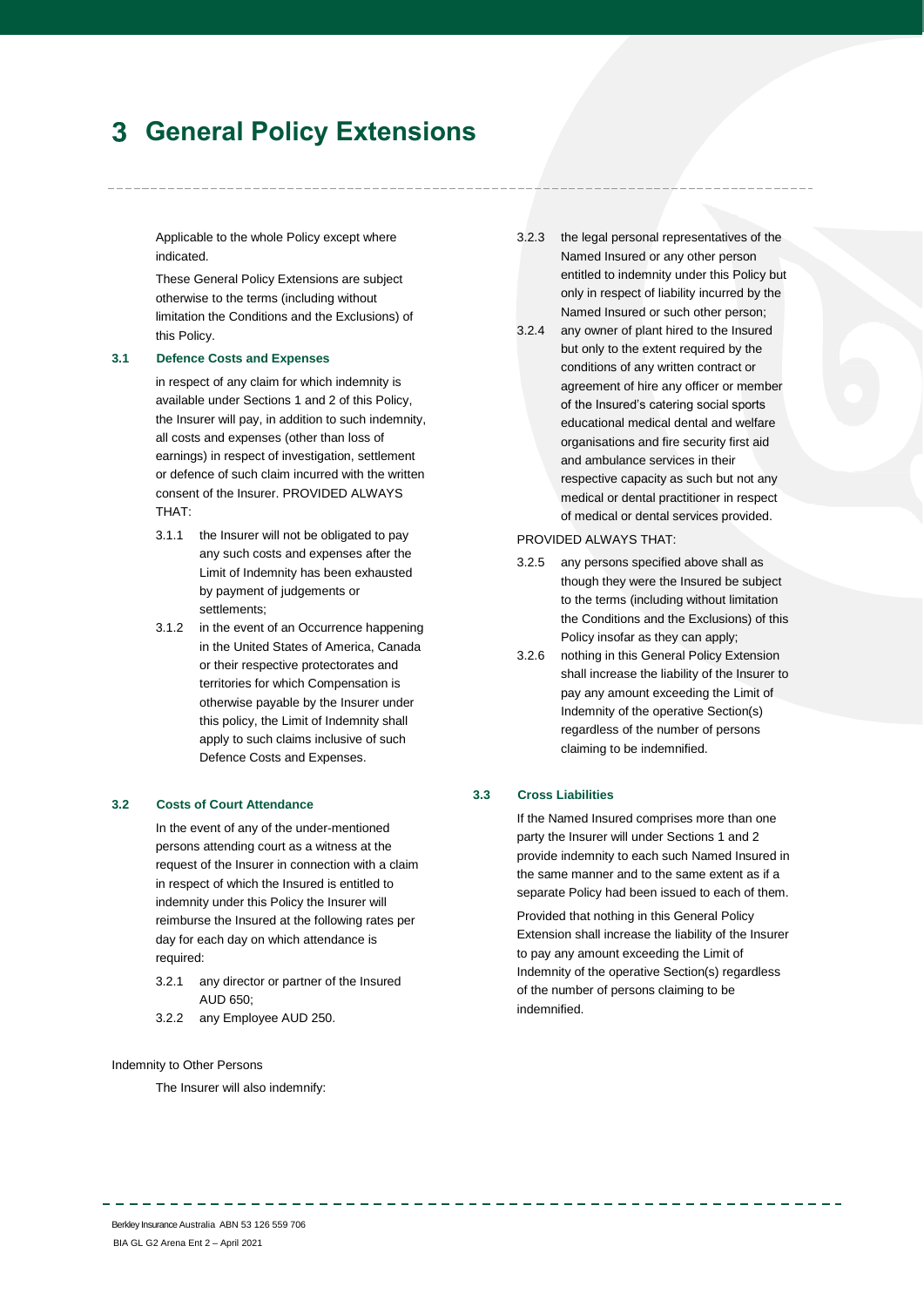# 3 General Policy Extensions

Applicable to the whole Policy except where indicated.

These General Policy Extensions are subject otherwise to the terms (including without limitation the Conditions and the Exclusions) of this Policy.

### 3.1 Defence Costs and Expenses

in respect of any claim for which indemnity is available under Sections 1 and 2 of this Policy, the Insurer will pay, in addition to such indemnity, all costs and expenses (other than loss of earnings) in respect of investigation, settlement or defence of such claim incurred with the written consent of the Insurer. PROVIDED ALWAYS THAT:

3.1.1 the Insurer will not be obligated to pay any such costs and expenses after the Limit of Indemnity has been exhausted by payment of judgements or settlements;

3.1.2 in the event of an Occurrence happening in the United States of America, Canada or their respective protectorates and territories for which Compensation is otherwise payable by the Insurer under this policy, the Limit of Indemnity shall apply to such claims inclusive of such Defence Costs and Expenses.

### 3.2 Costs of Court Attendance

In the event of any of the under-mentioned persons attending court as a witness at the request of the Insurer in connection with a claim in respect of which the Insured is entitled to indemnity under this Policy the Insurer will reimburse the Insured at the following rates per day for each day on which attendance is required:

3.2.1 any director or partner of the Insured AUD 650;

3.2.2 any Employee AUD 250.

Indemnity to Other Persons

The Insurer will also indemnify:

3.2.3 the legal personal representatives of the Named Insured or any other person entitled to indemnity under this Policy but only in respect of liability incurred by the Named Insured or such other person;

3.2.4 any owner of plant hired to the Insured but only to the extent required by the conditions of any written contract or agreement of hire any officer or member of the Insured's catering social sports educational medical dental and welfare organisations and fire security first aid and ambulance services in their respective capacity as such but not any medical or dental practitioner in respect of medical or dental services provided.

PROVIDED ALWAYS THAT:

3.2.5 any persons specified above shall as though they were the Insured be subject to the terms (including without limitation the Conditions and the Exclusions) of this Policy insofar as they can apply;

3.2.6 nothing in this General Policy Extension shall increase the liability of the Insurer to pay any amount exceeding the Limit of Indemnity of the operative Section(s) regardless of the number of persons claiming to be indemnified.

### 3.3 Cross Liabilities

If the Named Insured comprises more than one party the Insurer will under Sections 1 and 2 provide indemnity to each such Named Insured in the same manner and to the same extent as if a separate Policy had been issued to each of them.

Provided that nothing in this General Policy Extension shall increase the liability of the Insurer to pay any amount exceeding the Limit of Indemnity of the operative Section(s) regardless of the number of persons claiming to be indemnified.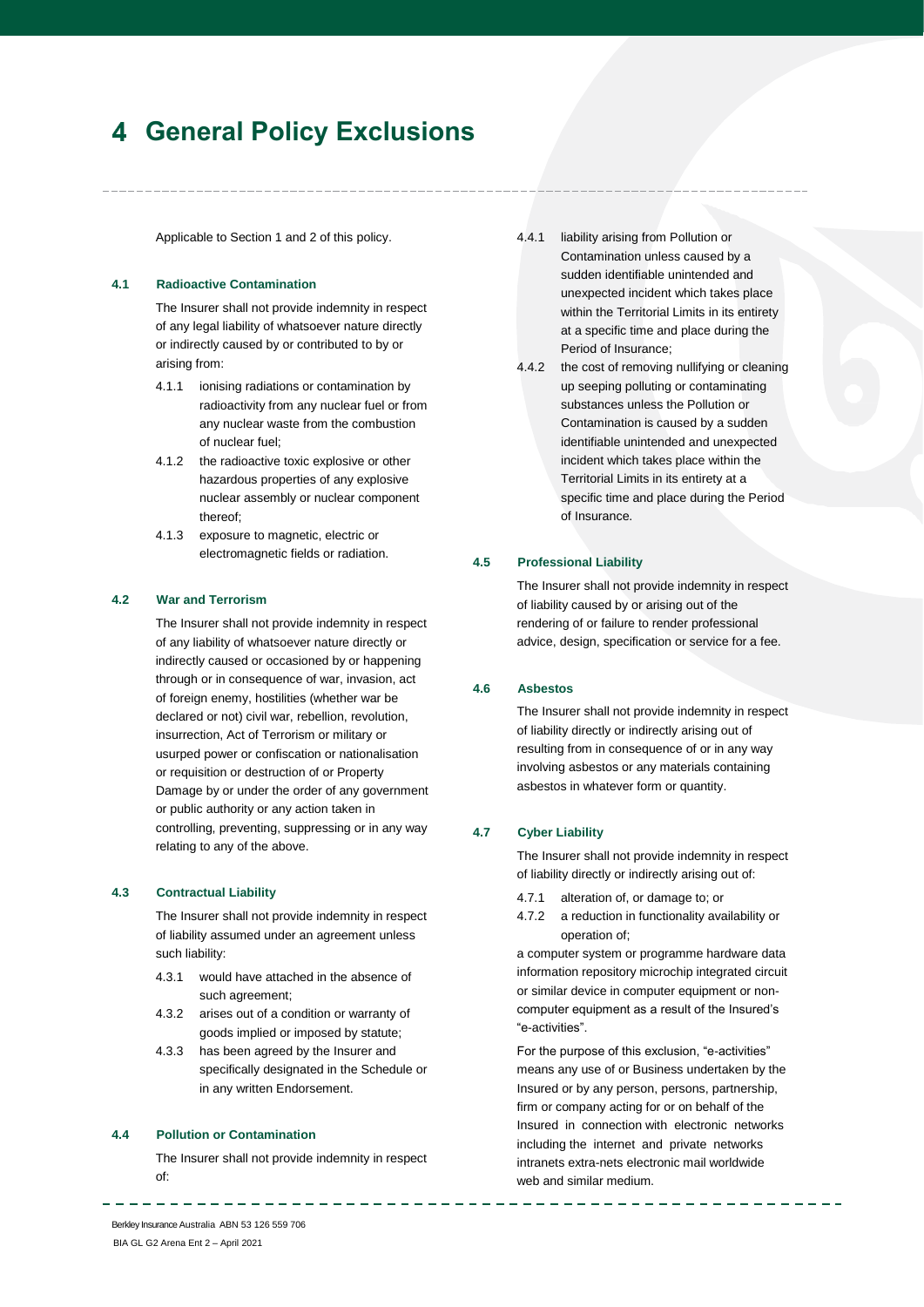# 4 General Policy Exclusions

Applicable to Section 1 and 2 of this policy.

### 4.1 Radioactive Contamination

The Insurer shall not provide indemnity in respect of any legal liability of whatsoever nature directly or indirectly caused by or contributed to by or arising from:

- 4.1.1 ionising radiations or contamination by radioactivity from any nuclear fuel or from any nuclear waste from the combustion of nuclear fuel;
- 4.1.2 the radioactive toxic explosive or other hazardous properties of any explosive nuclear assembly or nuclear component thereof;
- 4.1.3 exposure to magnetic, electric or electromagnetic fields or radiation.

### 4.2 War and Terrorism

The Insurer shall not provide indemnity in respect of any liability of whatsoever nature directly or indirectly caused or occasioned by or happening through or in consequence of war, invasion, act of foreign enemy, hostilities (whether war be declared or not) civil war, rebellion, revolution, insurrection, Act of Terrorism or military or usurped power or confiscation or nationalisation or requisition or destruction of or Property Damage by or under the order of any government or public authority or any action taken in controlling, preventing, suppressing or in any way relating to any of the above.

### 4.3 Contractual Liability

The Insurer shall not provide indemnity in respect of liability assumed under an agreement unless such liability:

- 4.3.1 would have attached in the absence of such agreement;
- 4.3.2 arises out of a condition or warranty of goods implied or imposed by statute;
- 4.3.3 has been agreed by the Insurer and specifically designated in the Schedule or in any written Endorsement.

### 4.4 Pollution or Contamination

The Insurer shall not provide indemnity in respect of:

- 4.4.1 liability arising from Pollution or Contamination unless caused by a sudden identifiable unintended and unexpected incident which takes place within the Territorial Limits in its entirety at a specific time and place during the Period of Insurance;
- 4.4.2 the cost of removing nullifying or cleaning up seeping polluting or contaminating substances unless the Pollution or Contamination is caused by a sudden identifiable unintended and unexpected incident which takes place within the Territorial Limits in its entirety at a specific time and place during the Period of Insurance.

### 4.5 Professional Liability

The Insurer shall not provide indemnity in respect of liability caused by or arising out of the rendering of or failure to render professional advice, design, specification or service for a fee.

### 4.6 Asbestos

The Insurer shall not provide indemnity in respect of liability directly or indirectly arising out of resulting from in consequence of or in any way involving asbestos or any materials containing asbestos in whatever form or quantity.

### 4.7 Cyber Liability

The Insurer shall not provide indemnity in respect of liability directly or indirectly arising out of:

- 4.7.1 alteration of, or damage to; or
- 4.7.2 a reduction in functionality availability or operation of;

a computer system or programme hardware data information repository microchip integrated circuit or similar device in computer equipment or non-computer equipment as a result of the Insured's "e-activities".

For the purpose of this exclusion, "e-activities" means any use of or Business undertaken by the Insured or by any person, persons, partnership, firm or company acting for or on behalf of the Insured in connection with electronic networks including the internet and private networks intranets extra-nets electronic mail worldwide web and similar medium.

Berkley Insurance Australia ABN 53 126 559 706
BIA GL G2 Arena Ent 2 – April 2021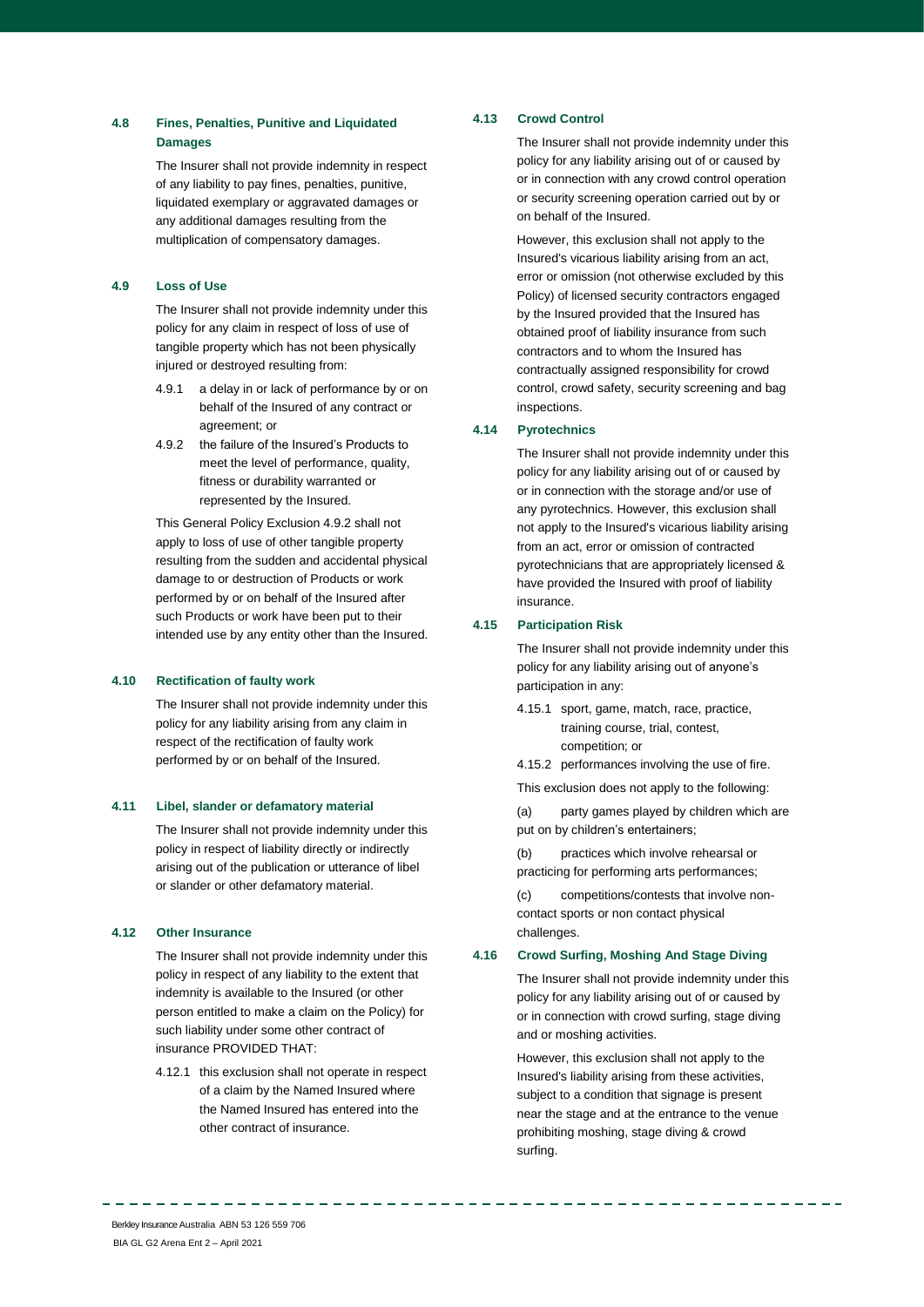### 4.8 Fines, Penalties, Punitive and Liquidated Damages

The Insurer shall not provide indemnity in respect of any liability to pay fines, penalties, punitive, liquidated exemplary or aggravated damages or any additional damages resulting from the multiplication of compensatory damages.

### 4.9 Loss of Use

The Insurer shall not provide indemnity under this policy for any claim in respect of loss of use of tangible property which has not been physically injured or destroyed resulting from:

4.9.1 a delay in or lack of performance by or on behalf of the Insured of any contract or agreement; or

4.9.2 the failure of the Insured's Products to meet the level of performance, quality, fitness or durability warranted or represented by the Insured.

This General Policy Exclusion 4.9.2 shall not apply to loss of use of other tangible property resulting from the sudden and accidental physical damage to or destruction of Products or work performed by or on behalf of the Insured after such Products or work have been put to their intended use by any entity other than the Insured.

### 4.10 Rectification of faulty work

The Insurer shall not provide indemnity under this policy for any liability arising from any claim in respect of the rectification of faulty work performed by or on behalf of the Insured.

### 4.11 Libel, slander or defamatory material

The Insurer shall not provide indemnity under this policy in respect of liability directly or indirectly arising out of the publication or utterance of libel or slander or other defamatory material.

### 4.12 Other Insurance

The Insurer shall not provide indemnity under this policy in respect of any liability to the extent that indemnity is available to the Insured (or other person entitled to make a claim on the Policy) for such liability under some other contract of insurance PROVIDED THAT:

4.12.1 this exclusion shall not operate in respect of a claim by the Named Insured where the Named Insured has entered into the other contract of insurance.

### 4.13 Crowd Control

The Insurer shall not provide indemnity under this policy for any liability arising out of or caused by or in connection with any crowd control operation or security screening operation carried out by or on behalf of the Insured.

However, this exclusion shall not apply to the Insured's vicarious liability arising from an act, error or omission (not otherwise excluded by this Policy) of licensed security contractors engaged by the Insured provided that the Insured has obtained proof of liability insurance from such contractors and to whom the Insured has contractually assigned responsibility for crowd control, crowd safety, security screening and bag inspections.

### 4.14 Pyrotechnics

The Insurer shall not provide indemnity under this policy for any liability arising out of or caused by or in connection with the storage and/or use of any pyrotechnics. However, this exclusion shall not apply to the Insured's vicarious liability arising from an act, error or omission of contracted pyrotechnicians that are appropriately licensed & have provided the Insured with proof of liability insurance.

### 4.15 Participation Risk

The Insurer shall not provide indemnity under this policy for any liability arising out of anyone's participation in any:

4.15.1 sport, game, match, race, practice, training course, trial, contest, competition; or

4.15.2 performances involving the use of fire.

This exclusion does not apply to the following:

(a) party games played by children which are put on by children's entertainers;

(b) practices which involve rehearsal or practicing for performing arts performances;

(c) competitions/contests that involve non-contact sports or non contact physical challenges.

### 4.16 Crowd Surfing, Moshing And Stage Diving

The Insurer shall not provide indemnity under this policy for any liability arising out of or caused by or in connection with crowd surfing, stage diving and or moshing activities.

However, this exclusion shall not apply to the Insured's liability arising from these activities, subject to a condition that signage is present near the stage and at the entrance to the venue prohibiting moshing, stage diving & crowd surfing.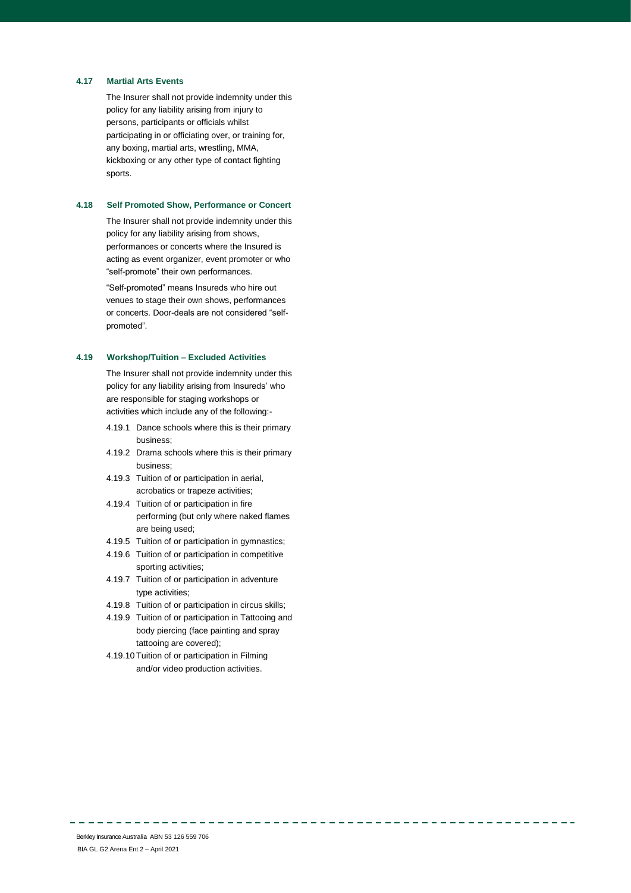### 4.17 Martial Arts Events

The Insurer shall not provide indemnity under this policy for any liability arising from injury to persons, participants or officials whilst participating in or officiating over, or training for, any boxing, martial arts, wrestling, MMA, kickboxing or any other type of contact fighting sports.

### 4.18 Self Promoted Show, Performance or Concert

The Insurer shall not provide indemnity under this policy for any liability arising from shows, performances or concerts where the Insured is acting as event organizer, event promoter or who "self-promote" their own performances.

"Self-promoted" means Insureds who hire out venues to stage their own shows, performances or concerts. Door-deals are not considered "self-promoted".

### 4.19 Workshop/Tuition – Excluded Activities

The Insurer shall not provide indemnity under this policy for any liability arising from Insureds' who are responsible for staging workshops or activities which include any of the following:-

4.19.1 Dance schools where this is their primary business;

4.19.2 Drama schools where this is their primary business;

4.19.3 Tuition of or participation in aerial, acrobatics or trapeze activities;

4.19.4 Tuition of or participation in fire performing (but only where naked flames are being used;

4.19.5 Tuition of or participation in gymnastics;

4.19.6 Tuition of or participation in competitive sporting activities;

4.19.7 Tuition of or participation in adventure type activities;

4.19.8 Tuition of or participation in circus skills;

4.19.9 Tuition of or participation in Tattooing and body piercing (face painting and spray tattooing are covered);

4.19.10 Tuition of or participation in Filming and/or video production activities.

Berkley Insurance Australia ABN 53 126 559 706
BIA GL G2 Arena Ent 2 – April 2021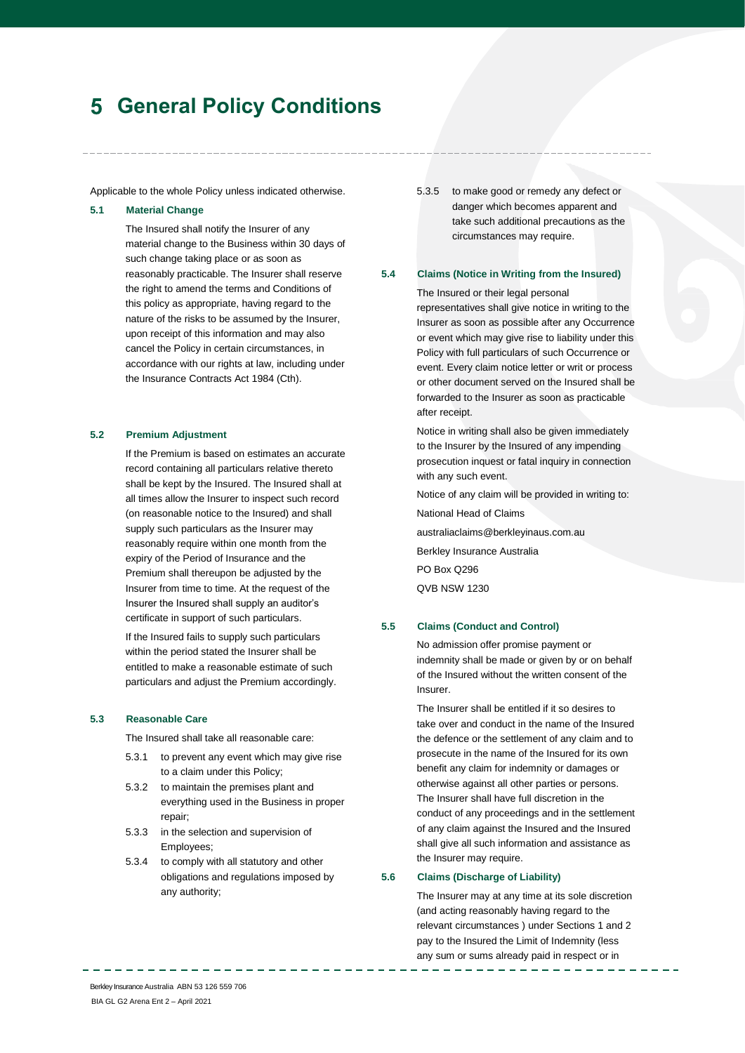# 5 General Policy Conditions

Applicable to the whole Policy unless indicated otherwise.

### 5.1 Material Change

The Insured shall notify the Insurer of any material change to the Business within 30 days of such change taking place or as soon as reasonably practicable. The Insurer shall reserve the right to amend the terms and Conditions of this policy as appropriate, having regard to the nature of the risks to be assumed by the Insurer, upon receipt of this information and may also cancel the Policy in certain circumstances, in accordance with our rights at law, including under the Insurance Contracts Act 1984 (Cth).

### 5.2 Premium Adjustment

If the Premium is based on estimates an accurate record containing all particulars relative thereto shall be kept by the Insured. The Insured shall at all times allow the Insurer to inspect such record (on reasonable notice to the Insured) and shall supply such particulars as the Insurer may reasonably require within one month from the expiry of the Period of Insurance and the Premium shall thereupon be adjusted by the Insurer from time to time. At the request of the Insurer the Insured shall supply an auditor's certificate in support of such particulars.

If the Insured fails to supply such particulars within the period stated the Insurer shall be entitled to make a reasonable estimate of such particulars and adjust the Premium accordingly.

### 5.3 Reasonable Care

The Insured shall take all reasonable care:

- 5.3.1 to prevent any event which may give rise to a claim under this Policy;
- 5.3.2 to maintain the premises plant and everything used in the Business in proper repair;
- 5.3.3 in the selection and supervision of Employees;
- 5.3.4 to comply with all statutory and other obligations and regulations imposed by any authority;
- 5.3.5 to make good or remedy any defect or danger which becomes apparent and take such additional precautions as the circumstances may require.

### 5.4 Claims (Notice in Writing from the Insured)

The Insured or their legal personal representatives shall give notice in writing to the Insurer as soon as possible after any Occurrence or event which may give rise to liability under this Policy with full particulars of such Occurrence or event. Every claim notice letter or writ or process or other document served on the Insured shall be forwarded to the Insurer as soon as practicable after receipt.

Notice in writing shall also be given immediately to the Insurer by the Insured of any impending prosecution inquest or fatal inquiry in connection with any such event.

Notice of any claim will be provided in writing to:

National Head of Claims

australiaclaims@berkleyinaus.com.au

Berkley Insurance Australia

PO Box Q296

QVB NSW 1230

### 5.5 Claims (Conduct and Control)

No admission offer promise payment or indemnity shall be made or given by or on behalf of the Insured without the written consent of the Insurer.

The Insurer shall be entitled if it so desires to take over and conduct in the name of the Insured the defence or the settlement of any claim and to prosecute in the name of the Insured for its own benefit any claim for indemnity or damages or otherwise against all other parties or persons. The Insurer shall have full discretion in the conduct of any proceedings and in the settlement of any claim against the Insured and the Insured shall give all such information and assistance as the Insurer may require.

### 5.6 Claims (Discharge of Liability)

The Insurer may at any time at its sole discretion (and acting reasonably having regard to the relevant circumstances ) under Sections 1 and 2 pay to the Insured the Limit of Indemnity (less any sum or sums already paid in respect or in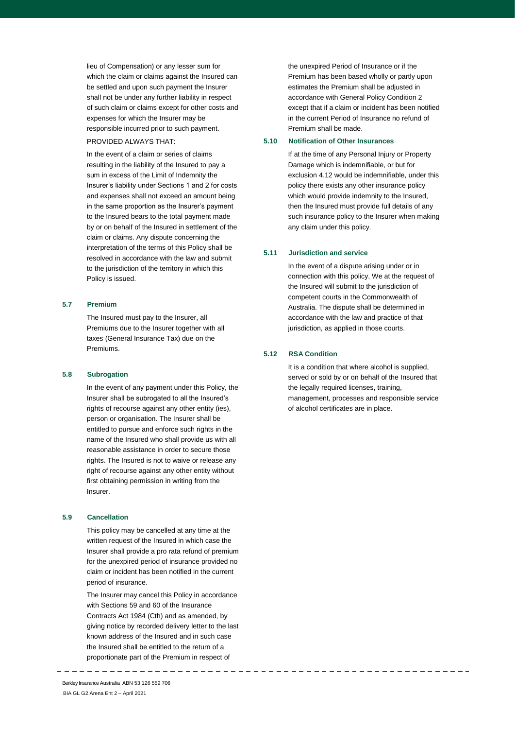lieu of Compensation) or any lesser sum for which the claim or claims against the Insured can be settled and upon such payment the Insurer shall not be under any further liability in respect of such claim or claims except for other costs and expenses for which the Insurer may be responsible incurred prior to such payment.

PROVIDED ALWAYS THAT:

In the event of a claim or series of claims resulting in the liability of the Insured to pay a sum in excess of the Limit of Indemnity the Insurer's liability under Sections 1 and 2 for costs and expenses shall not exceed an amount being in the same proportion as the Insurer's payment to the Insured bears to the total payment made by or on behalf of the Insured in settlement of the claim or claims. Any dispute concerning the interpretation of the terms of this Policy shall be resolved in accordance with the law and submit to the jurisdiction of the territory in which this Policy is issued.

### 5.7 Premium

The Insured must pay to the Insurer, all Premiums due to the Insurer together with all taxes (General Insurance Tax) due on the Premiums.

### 5.8 Subrogation

In the event of any payment under this Policy, the Insurer shall be subrogated to all the Insured's rights of recourse against any other entity (ies), person or organisation. The Insurer shall be entitled to pursue and enforce such rights in the name of the Insured who shall provide us with all reasonable assistance in order to secure those rights. The Insured is not to waive or release any right of recourse against any other entity without first obtaining permission in writing from the Insurer.

### 5.9 Cancellation

This policy may be cancelled at any time at the written request of the Insured in which case the Insurer shall provide a pro rata refund of premium for the unexpired period of insurance provided no claim or incident has been notified in the current period of insurance.

The Insurer may cancel this Policy in accordance with Sections 59 and 60 of the Insurance Contracts Act 1984 (Cth) and as amended, by giving notice by recorded delivery letter to the last known address of the Insured and in such case the Insured shall be entitled to the return of a proportionate part of the Premium in respect of the unexpired Period of Insurance or if the Premium has been based wholly or partly upon estimates the Premium shall be adjusted in accordance with General Policy Condition 2 except that if a claim or incident has been notified in the current Period of Insurance no refund of Premium shall be made.

### 5.10 Notification of Other Insurances

If at the time of any Personal Injury or Property Damage which is indemnifiable, or but for exclusion 4.12 would be indemnifiable, under this policy there exists any other insurance policy which would provide indemnity to the Insured, then the Insured must provide full details of any such insurance policy to the Insurer when making any claim under this policy.

### 5.11 Jurisdiction and service

In the event of a dispute arising under or in connection with this policy, We at the request of the Insured will submit to the jurisdiction of competent courts in the Commonwealth of Australia. The dispute shall be determined in accordance with the law and practice of that jurisdiction, as applied in those courts.

### 5.12 RSA Condition

It is a condition that where alcohol is supplied, served or sold by or on behalf of the Insured that the legally required licenses, training, management, processes and responsible service of alcohol certificates are in place.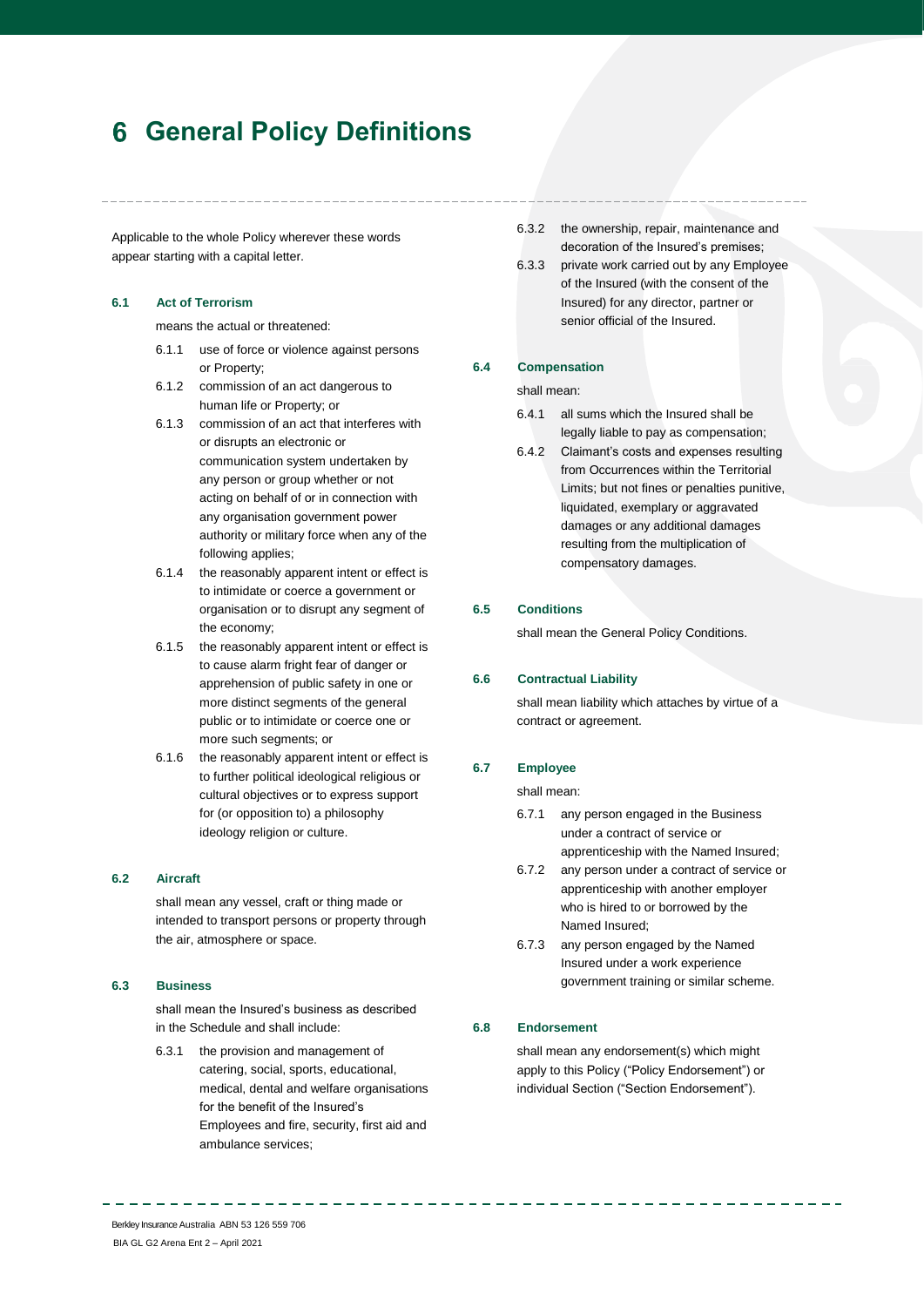# 6 General Policy Definitions

Applicable to the whole Policy wherever these words appear starting with a capital letter.

**6.1 Act of Terrorism**

means the actual or threatened:

6.1.1 use of force or violence against persons or Property;

6.1.2 commission of an act dangerous to human life or Property; or

6.1.3 commission of an act that interferes with or disrupts an electronic or communication system undertaken by any person or group whether or not acting on behalf of or in connection with any organisation government power authority or military force when any of the following applies;

6.1.4 the reasonably apparent intent or effect is to intimidate or coerce a government or organisation or to disrupt any segment of the economy;

6.1.5 the reasonably apparent intent or effect is to cause alarm fright fear of danger or apprehension of public safety in one or more distinct segments of the general public or to intimidate or coerce one or more such segments; or

6.1.6 the reasonably apparent intent or effect is to further political ideological religious or cultural objectives or to express support for (or opposition to) a philosophy ideology religion or culture.

**6.2 Aircraft**

shall mean any vessel, craft or thing made or intended to transport persons or property through the air, atmosphere or space.

**6.3 Business**

shall mean the Insured's business as described in the Schedule and shall include:

6.3.1 the provision and management of catering, social, sports, educational, medical, dental and welfare organisations for the benefit of the Insured's Employees and fire, security, first aid and ambulance services;

6.3.2 the ownership, repair, maintenance and decoration of the Insured's premises;

6.3.3 private work carried out by any Employee of the Insured (with the consent of the Insured) for any director, partner or senior official of the Insured.

**6.4 Compensation**

shall mean:

6.4.1 all sums which the Insured shall be legally liable to pay as compensation;

6.4.2 Claimant's costs and expenses resulting from Occurrences within the Territorial Limits; but not fines or penalties punitive, liquidated, exemplary or aggravated damages or any additional damages resulting from the multiplication of compensatory damages.

**6.5 Conditions**

shall mean the General Policy Conditions.

**6.6 Contractual Liability**

shall mean liability which attaches by virtue of a contract or agreement.

**6.7 Employee**

shall mean:

6.7.1 any person engaged in the Business under a contract of service or apprenticeship with the Named Insured;

6.7.2 any person under a contract of service or apprenticeship with another employer who is hired to or borrowed by the Named Insured;

6.7.3 any person engaged by the Named Insured under a work experience government training or similar scheme.

**6.8 Endorsement**

shall mean any endorsement(s) which might apply to this Policy ("Policy Endorsement") or individual Section ("Section Endorsement").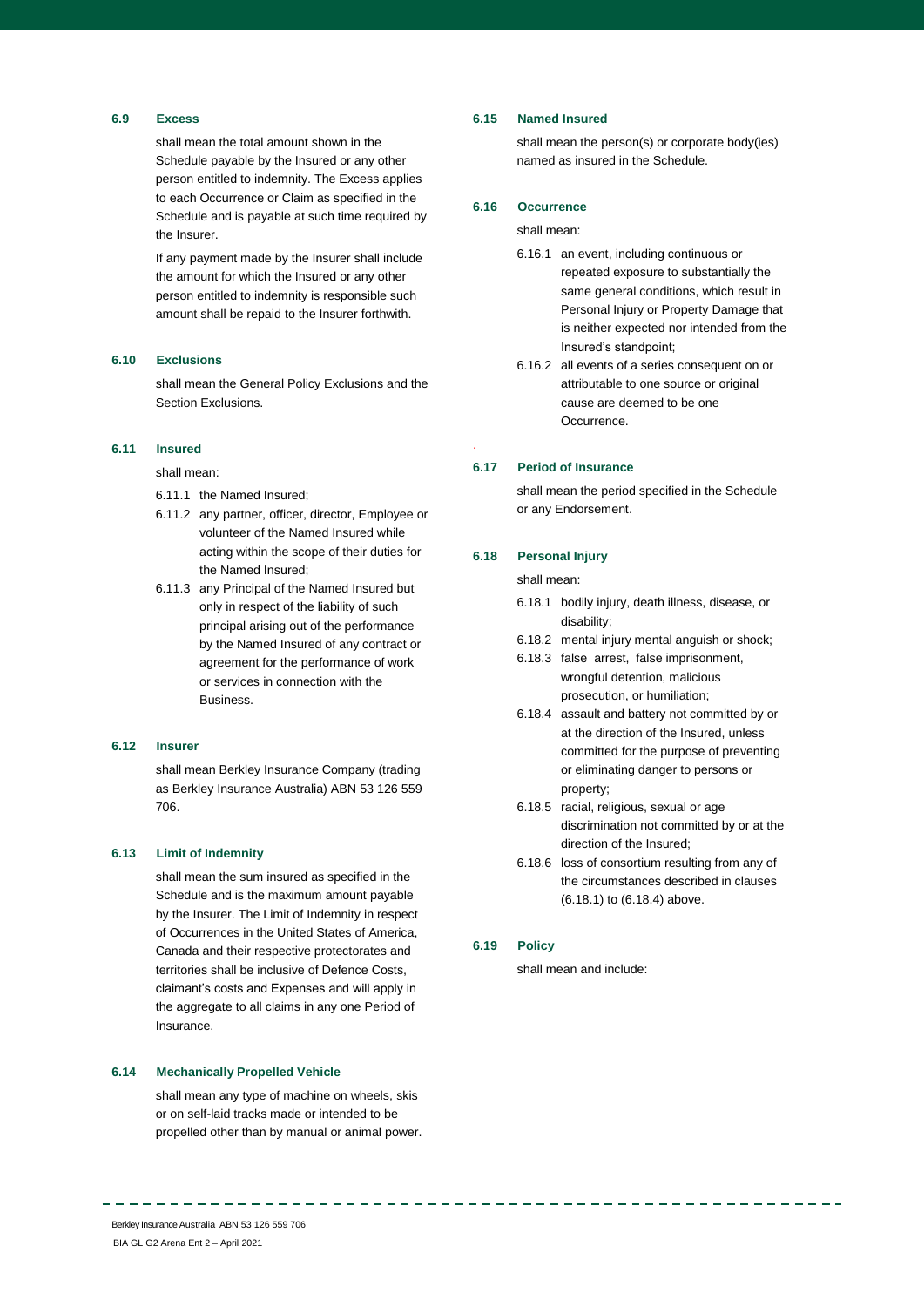### 6.9 Excess

shall mean the total amount shown in the Schedule payable by the Insured or any other person entitled to indemnity. The Excess applies to each Occurrence or Claim as specified in the Schedule and is payable at such time required by the Insurer.

If any payment made by the Insurer shall include the amount for which the Insured or any other person entitled to indemnity is responsible such amount shall be repaid to the Insurer forthwith.

### 6.10 Exclusions

shall mean the General Policy Exclusions and the Section Exclusions.

### 6.11 Insured

shall mean:

6.11.1 the Named Insured;

6.11.2 any partner, officer, director, Employee or volunteer of the Named Insured while acting within the scope of their duties for the Named Insured;

6.11.3 any Principal of the Named Insured but only in respect of the liability of such principal arising out of the performance by the Named Insured of any contract or agreement for the performance of work or services in connection with the Business.

### 6.12 Insurer

shall mean Berkley Insurance Company (trading as Berkley Insurance Australia) ABN 53 126 559 706.

### 6.13 Limit of Indemnity

shall mean the sum insured as specified in the Schedule and is the maximum amount payable by the Insurer. The Limit of Indemnity in respect of Occurrences in the United States of America, Canada and their respective protectorates and territories shall be inclusive of Defence Costs, claimant's costs and Expenses and will apply in the aggregate to all claims in any one Period of Insurance.

### 6.14 Mechanically Propelled Vehicle

shall mean any type of machine on wheels, skis or on self-laid tracks made or intended to be propelled other than by manual or animal power.

### 6.15 Named Insured

shall mean the person(s) or corporate body(ies) named as insured in the Schedule.

### 6.16 Occurrence

shall mean:

6.16.1 an event, including continuous or repeated exposure to substantially the same general conditions, which result in Personal Injury or Property Damage that is neither expected nor intended from the Insured's standpoint;

6.16.2 all events of a series consequent on or attributable to one source or original cause are deemed to be one Occurrence.

### 6.17 Period of Insurance

shall mean the period specified in the Schedule or any Endorsement.

### 6.18 Personal Injury

shall mean:

6.18.1 bodily injury, death illness, disease, or disability;

6.18.2 mental injury mental anguish or shock;

6.18.3 false arrest, false imprisonment, wrongful detention, malicious prosecution, or humiliation;

6.18.4 assault and battery not committed by or at the direction of the Insured, unless committed for the purpose of preventing or eliminating danger to persons or property;

6.18.5 racial, religious, sexual or age discrimination not committed by or at the direction of the Insured;

6.18.6 loss of consortium resulting from any of the circumstances described in clauses (6.18.1) to (6.18.4) above.

### 6.19 Policy

shall mean and include: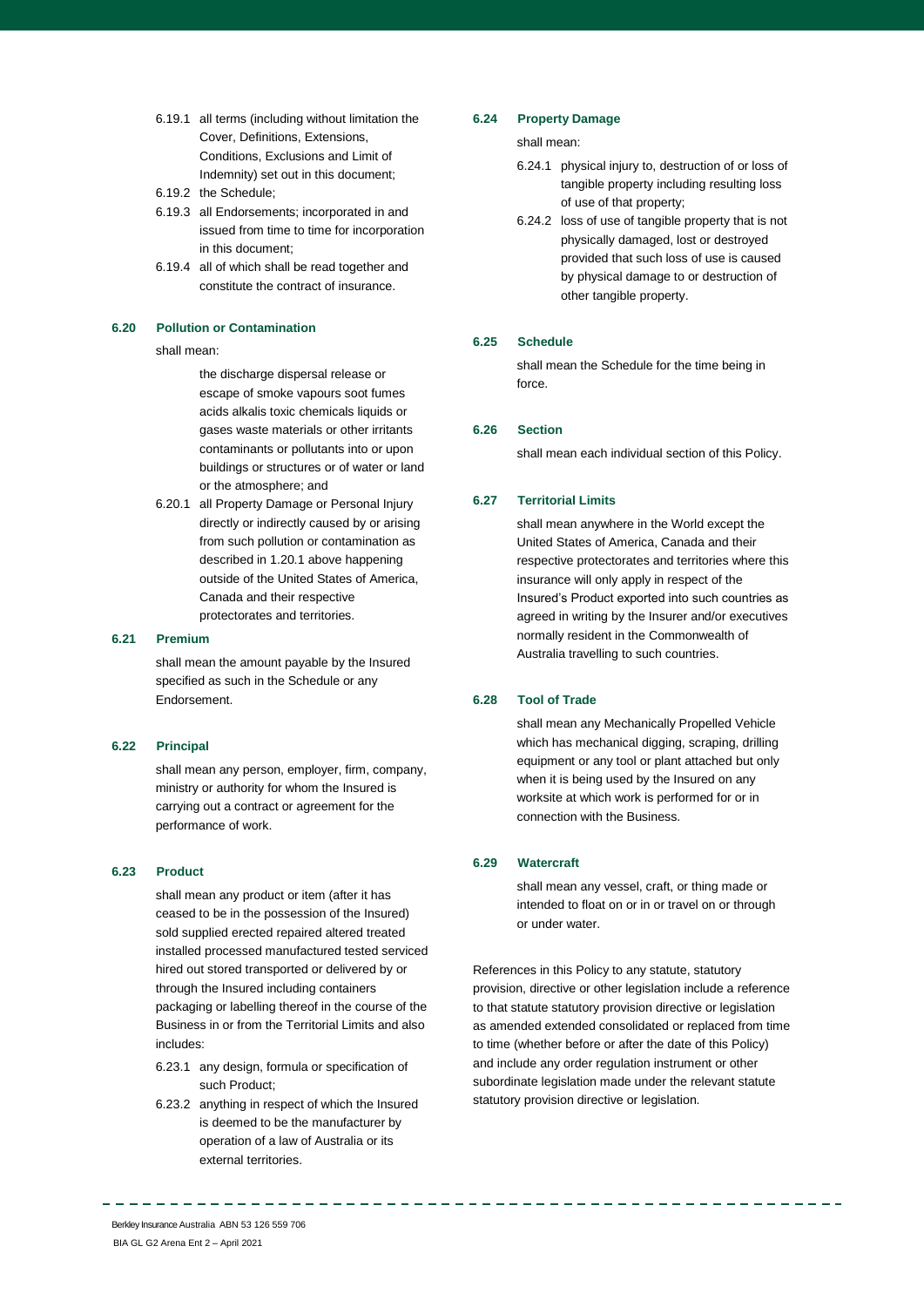6.19.1 all terms (including without limitation the Cover, Definitions, Extensions, Conditions, Exclusions and Limit of Indemnity) set out in this document;

6.19.2 the Schedule;

6.19.3 all Endorsements; incorporated in and issued from time to time for incorporation in this document;

6.19.4 all of which shall be read together and constitute the contract of insurance.

### 6.20 Pollution or Contamination

shall mean:

the discharge dispersal release or escape of smoke vapours soot fumes acids alkalis toxic chemicals liquids or gases waste materials or other irritants contaminants or pollutants into or upon buildings or structures or of water or land or the atmosphere; and

6.20.1 all Property Damage or Personal Injury directly or indirectly caused by or arising from such pollution or contamination as described in 1.20.1 above happening outside of the United States of America, Canada and their respective protectorates and territories.

### 6.21 Premium

shall mean the amount payable by the Insured specified as such in the Schedule or any Endorsement.

### 6.22 Principal

shall mean any person, employer, firm, company, ministry or authority for whom the Insured is carrying out a contract or agreement for the performance of work.

### 6.23 Product

shall mean any product or item (after it has ceased to be in the possession of the Insured) sold supplied erected repaired altered treated installed processed manufactured tested serviced hired out stored transported or delivered by or through the Insured including containers packaging or labelling thereof in the course of the Business in or from the Territorial Limits and also includes:

6.23.1 any design, formula or specification of such Product;

6.23.2 anything in respect of which the Insured is deemed to be the manufacturer by operation of a law of Australia or its external territories.

### 6.24 Property Damage

shall mean:

6.24.1 physical injury to, destruction of or loss of tangible property including resulting loss of use of that property;

6.24.2 loss of use of tangible property that is not physically damaged, lost or destroyed provided that such loss of use is caused by physical damage to or destruction of other tangible property.

### 6.25 Schedule

shall mean the Schedule for the time being in force.

### 6.26 Section

shall mean each individual section of this Policy.

### 6.27 Territorial Limits

shall mean anywhere in the World except the United States of America, Canada and their respective protectorates and territories where this insurance will only apply in respect of the Insured's Product exported into such countries as agreed in writing by the Insurer and/or executives normally resident in the Commonwealth of Australia travelling to such countries.

### 6.28 Tool of Trade

shall mean any Mechanically Propelled Vehicle which has mechanical digging, scraping, drilling equipment or any tool or plant attached but only when it is being used by the Insured on any worksite at which work is performed for or in connection with the Business.

### 6.29 Watercraft

shall mean any vessel, craft, or thing made or intended to float on or in or travel on or through or under water.

References in this Policy to any statute, statutory provision, directive or other legislation include a reference to that statute statutory provision directive or legislation as amended extended consolidated or replaced from time to time (whether before or after the date of this Policy) and include any order regulation instrument or other subordinate legislation made under the relevant statute statutory provision directive or legislation.